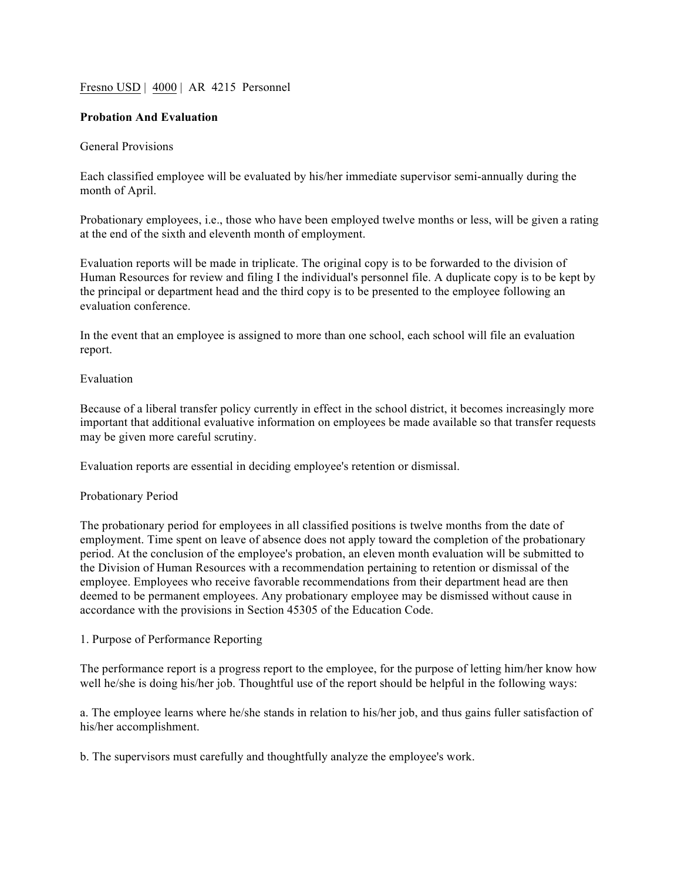Fresno USD | 4000 | AR 4215 Personnel

**Probation And Evaluation**

General Provisions

Each classified employee will be evaluated by his/her immediate supervisor semi-annually during the month of April.

Probationary employees, i.e., those who have been employed twelve months or less, will be given a rating at the end of the sixth and eleventh month of employment.

Evaluation reports will be made in triplicate. The original copy is to be forwarded to the division of Human Resources for review and filing I the individual's personnel file. A duplicate copy is to be kept by the principal or department head and the third copy is to be presented to the employee following an evaluation conference.

In the event that an employee is assigned to more than one school, each school will file an evaluation report.

Evaluation

Because of a liberal transfer policy currently in effect in the school district, it becomes increasingly more important that additional evaluative information on employees be made available so that transfer requests may be given more careful scrutiny.

Evaluation reports are essential in deciding employee's retention or dismissal.

Probationary Period

The probationary period for employees in all classified positions is twelve months from the date of employment. Time spent on leave of absence does not apply toward the completion of the probationary period. At the conclusion of the employee's probation, an eleven month evaluation will be submitted to the Division of Human Resources with a recommendation pertaining to retention or dismissal of the employee. Employees who receive favorable recommendations from their department head are then deemed to be permanent employees. Any probationary employee may be dismissed without cause in accordance with the provisions in Section 45305 of the Education Code.

1. Purpose of Performance Reporting

The performance report is a progress report to the employee, for the purpose of letting him/her know how well he/she is doing his/her job. Thoughtful use of the report should be helpful in the following ways:

a. The employee learns where he/she stands in relation to his/her job, and thus gains fuller satisfaction of his/her accomplishment.

b. The supervisors must carefully and thoughtfully analyze the employee's work.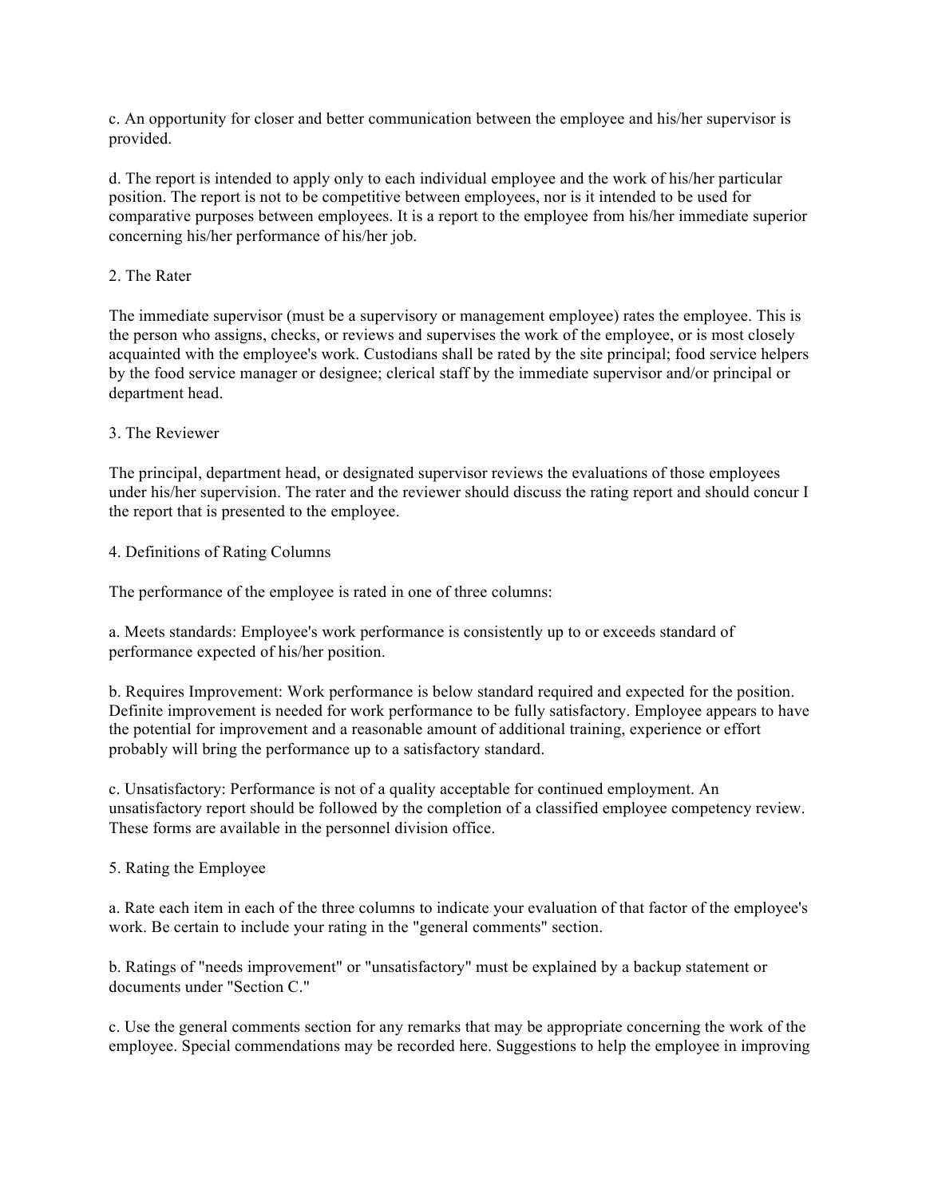c. An opportunity for closer and better communication between the employee and his/her supervisor is provided.

d. The report is intended to apply only to each individual employee and the work of his/her particular position. The report is not to be competitive between employees, nor is it intended to be used for comparative purposes between employees. It is a report to the employee from his/her immediate superior concerning his/her performance of his/her job.

2. The Rater

The immediate supervisor (must be a supervisory or management employee) rates the employee. This is the person who assigns, checks, or reviews and supervises the work of the employee, or is most closely acquainted with the employee's work. Custodians shall be rated by the site principal; food service helpers by the food service manager or designee; clerical staff by the immediate supervisor and/or principal or department head.

3. The Reviewer

The principal, department head, or designated supervisor reviews the evaluations of those employees under his/her supervision. The rater and the reviewer should discuss the rating report and should concur I the report that is presented to the employee.

4. Definitions of Rating Columns

The performance of the employee is rated in one of three columns:

a. Meets standards: Employee's work performance is consistently up to or exceeds standard of performance expected of his/her position.

b. Requires Improvement: Work performance is below standard required and expected for the position. Definite improvement is needed for work performance to be fully satisfactory. Employee appears to have the potential for improvement and a reasonable amount of additional training, experience or effort probably will bring the performance up to a satisfactory standard.

c. Unsatisfactory: Performance is not of a quality acceptable for continued employment. An unsatisfactory report should be followed by the completion of a classified employee competency review. These forms are available in the personnel division office.

5. Rating the Employee

a. Rate each item in each of the three columns to indicate your evaluation of that factor of the employee's work. Be certain to include your rating in the "general comments" section.

b. Ratings of "needs improvement" or "unsatisfactory" must be explained by a backup statement or documents under "Section C."

c. Use the general comments section for any remarks that may be appropriate concerning the work of the employee. Special commendations may be recorded here. Suggestions to help the employee in improving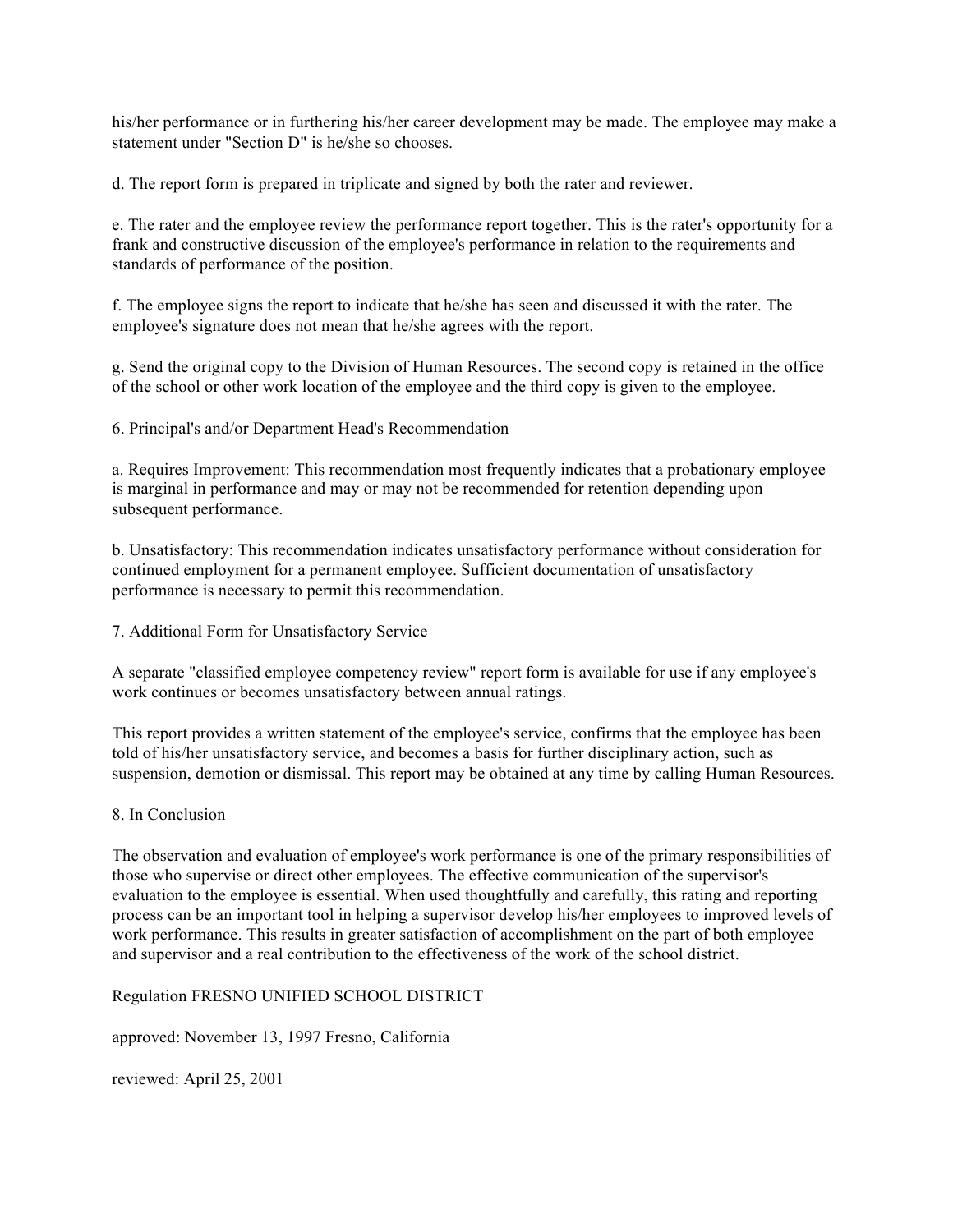his/her performance or in furthering his/her career development may be made. The employee may make a statement under "Section D" is he/she so chooses.

d. The report form is prepared in triplicate and signed by both the rater and reviewer.

e. The rater and the employee review the performance report together. This is the rater's opportunity for a frank and constructive discussion of the employee's performance in relation to the requirements and standards of performance of the position.

f. The employee signs the report to indicate that he/she has seen and discussed it with the rater. The employee's signature does not mean that he/she agrees with the report.

g. Send the original copy to the Division of Human Resources. The second copy is retained in the office of the school or other work location of the employee and the third copy is given to the employee.

6. Principal's and/or Department Head's Recommendation

a. Requires Improvement: This recommendation most frequently indicates that a probationary employee is marginal in performance and may or may not be recommended for retention depending upon subsequent performance.

b. Unsatisfactory: This recommendation indicates unsatisfactory performance without consideration for continued employment for a permanent employee. Sufficient documentation of unsatisfactory performance is necessary to permit this recommendation.

7. Additional Form for Unsatisfactory Service

A separate "classified employee competency review" report form is available for use if any employee's work continues or becomes unsatisfactory between annual ratings.

This report provides a written statement of the employee's service, confirms that the employee has been told of his/her unsatisfactory service, and becomes a basis for further disciplinary action, such as suspension, demotion or dismissal. This report may be obtained at any time by calling Human Resources.

8. In Conclusion

The observation and evaluation of employee's work performance is one of the primary responsibilities of those who supervise or direct other employees. The effective communication of the supervisor's evaluation to the employee is essential. When used thoughtfully and carefully, this rating and reporting process can be an important tool in helping a supervisor develop his/her employees to improved levels of work performance. This results in greater satisfaction of accomplishment on the part of both employee and supervisor and a real contribution to the effectiveness of the work of the school district.

Regulation FRESNO UNIFIED SCHOOL DISTRICT

approved: November 13, 1997 Fresno, California

reviewed: April 25, 2001